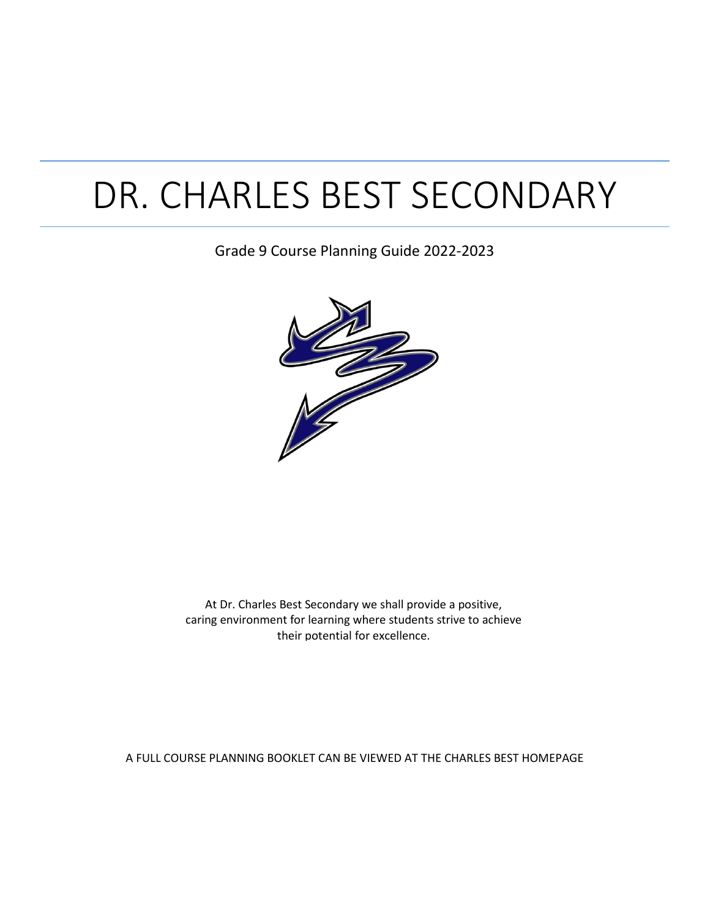# DR. CHARLES BEST SECONDARY

Grade 9 Course Planning Guide 2022-2023

At Dr. Charles Best Secondary we shall provide a positive, caring environment for learning where students strive to achieve their potential for excellence.

A FULL COURSE PLANNING BOOKLET CAN BE VIEWED AT THE CHARLES BEST HOMEPAGE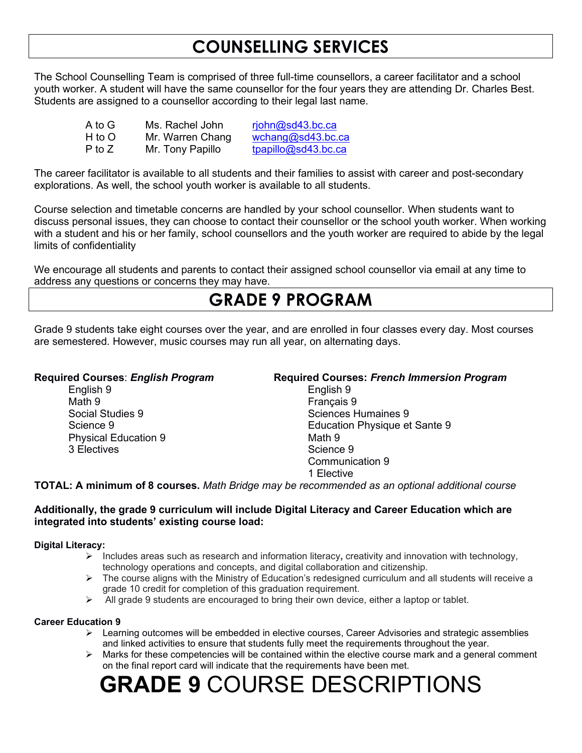# COUNSELLING SERVICES

The School Counselling Team is comprised of three full-time counsellors, a career facilitator and a school youth worker. A student will have the same counsellor for the four years they are attending Dr. Charles Best. Students are assigned to a counsellor according to their legal last name.

| | | |
|---|---|---|
| A to G | Ms. Rachel John | rjohn@sd43.bc.ca |
| H to O | Mr. Warren Chang | wchang@sd43.bc.ca |
| P to Z | Mr. Tony Papillo | tpapillo@sd43.bc.ca |

The career facilitator is available to all students and their families to assist with career and post-secondary explorations. As well, the school youth worker is available to all students.

Course selection and timetable concerns are handled by your school counsellor. When students want to discuss personal issues, they can choose to contact their counsellor or the school youth worker. When working with a student and his or her family, school counsellors and the youth worker are required to abide by the legal limits of confidentiality

We encourage all students and parents to contact their assigned school counsellor via email at any time to address any questions or concerns they may have.

# GRADE 9 PROGRAM

Grade 9 students take eight courses over the year, and are enrolled in four classes every day. Most courses are semestered. However, music courses may run all year, on alternating days.

**Required Courses**: ***English Program***

- English 9
- Math 9
- Social Studies 9
- Science 9
- Physical Education 9
- 3 Electives

**Required Courses: *French Immersion Program***

- English 9
- Français 9
- Sciences Humaines 9
- Education Physique et Sante 9
- Math 9
- Science 9
- Communication 9
- 1 Elective

**TOTAL: A minimum of 8 courses.** *Math Bridge may be recommended as an optional additional course*

**Additionally, the grade 9 curriculum will include Digital Literacy and Career Education which are integrated into students' existing course load:**

**Digital Literacy:**

- Includes areas such as research and information literacy**,** creativity and innovation with technology, technology operations and concepts, and digital collaboration and citizenship.
- The course aligns with the Ministry of Education's redesigned curriculum and all students will receive a grade 10 credit for completion of this graduation requirement.
- All grade 9 students are encouraged to bring their own device, either a laptop or tablet.

**Career Education 9**

- Learning outcomes will be embedded in elective courses, Career Advisories and strategic assemblies and linked activities to ensure that students fully meet the requirements throughout the year.
- Marks for these competencies will be contained within the elective course mark and a general comment on the final report card will indicate that the requirements have been met.

# **GRADE 9** COURSE DESCRIPTIONS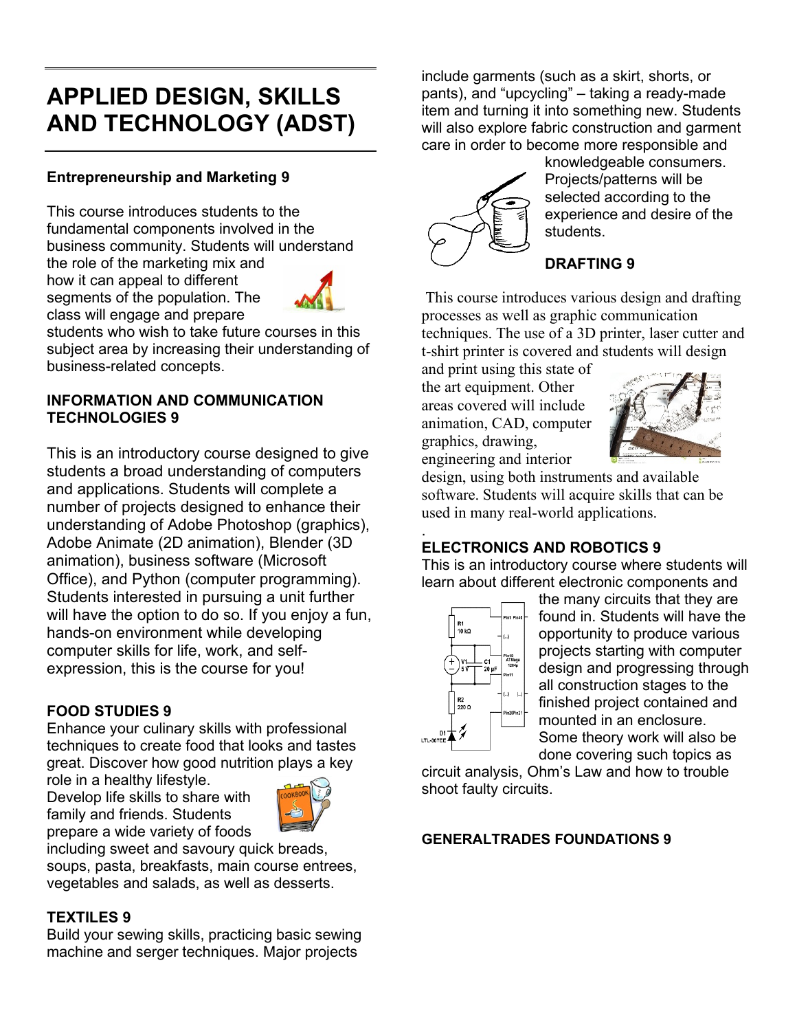# APPLIED DESIGN, SKILLS AND TECHNOLOGY (ADST)

**Entrepreneurship and Marketing 9**

This course introduces students to the fundamental components involved in the business community. Students will understand the role of the marketing mix and how it can appeal to different segments of the population. The class will engage and prepare students who wish to take future courses in this subject area by increasing their understanding of business-related concepts.

**INFORMATION AND COMMUNICATION TECHNOLOGIES 9**

This is an introductory course designed to give students a broad understanding of computers and applications. Students will complete a number of projects designed to enhance their understanding of Adobe Photoshop (graphics), Adobe Animate (2D animation), Blender (3D animation), business software (Microsoft Office), and Python (computer programming). Students interested in pursuing a unit further will have the option to do so. If you enjoy a fun, hands-on environment while developing computer skills for life, work, and self-expression, this is the course for you!

**FOOD STUDIES 9**

Enhance your culinary skills with professional techniques to create food that looks and tastes great. Discover how good nutrition plays a key role in a healthy lifestyle. Develop life skills to share with family and friends. Students prepare a wide variety of foods including sweet and savoury quick breads, soups, pasta, breakfasts, main course entrees, vegetables and salads, as well as desserts.

**TEXTILES 9**

Build your sewing skills, practicing basic sewing machine and serger techniques. Major projects include garments (such as a skirt, shorts, or pants), and "upcycling" – taking a ready-made item and turning it into something new. Students will also explore fabric construction and garment care in order to become more responsible and knowledgeable consumers. Projects/patterns will be selected according to the experience and desire of the students.

**DRAFTING 9**

This course introduces various design and drafting processes as well as graphic communication techniques. The use of a 3D printer, laser cutter and t-shirt printer is covered and students will design and print using this state of the art equipment. Other areas covered will include animation, CAD, computer graphics, drawing, engineering and interior design, using both instruments and available software. Students will acquire skills that can be used in many real-world applications.

**ELECTRONICS AND ROBOTICS 9**

This is an introductory course where students will learn about different electronic components and the many circuits that they are found in. Students will have the opportunity to produce various projects starting with computer design and progressing through all construction stages to the finished project contained and mounted in an enclosure. Some theory work will also be done covering such topics as circuit analysis, Ohm's Law and how to trouble shoot faulty circuits.

**GENERALTRADES FOUNDATIONS 9**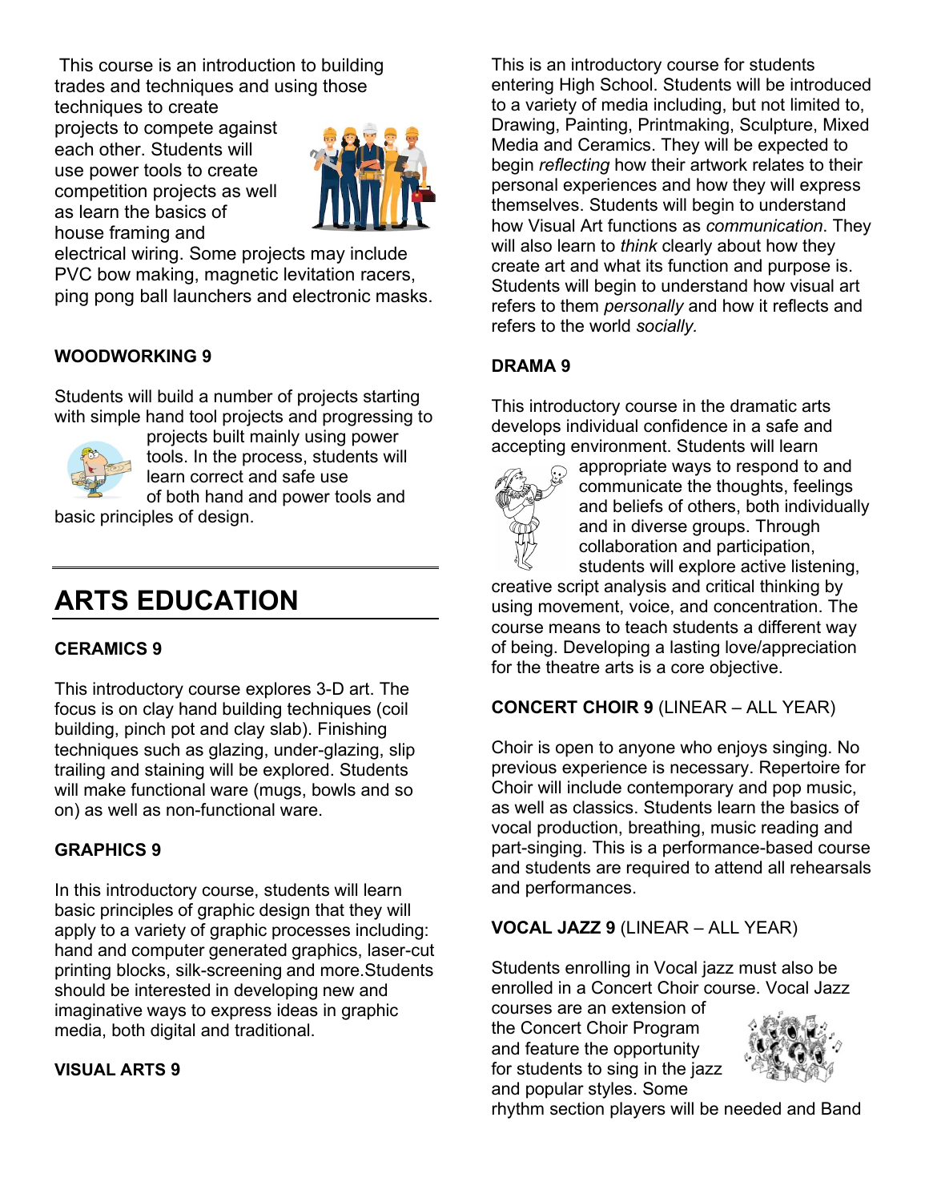This course is an introduction to building trades and techniques and using those techniques to create projects to compete against each other. Students will use power tools to create competition projects as well as learn the basics of house framing and electrical wiring. Some projects may include PVC bow making, magnetic levitation racers, ping pong ball launchers and electronic masks.

**WOODWORKING 9**

Students will build a number of projects starting with simple hand tool projects and progressing to projects built mainly using power tools. In the process, students will learn correct and safe use of both hand and power tools and basic principles of design.

# ARTS EDUCATION

**CERAMICS 9**

This introductory course explores 3-D art. The focus is on clay hand building techniques (coil building, pinch pot and clay slab). Finishing techniques such as glazing, under-glazing, slip trailing and staining will be explored. Students will make functional ware (mugs, bowls and so on) as well as non-functional ware.

**GRAPHICS 9**

In this introductory course, students will learn basic principles of graphic design that they will apply to a variety of graphic processes including: hand and computer generated graphics, laser-cut printing blocks, silk-screening and more.Students should be interested in developing new and imaginative ways to express ideas in graphic media, both digital and traditional.

**VISUAL ARTS 9**

This is an introductory course for students entering High School. Students will be introduced to a variety of media including, but not limited to, Drawing, Painting, Printmaking, Sculpture, Mixed Media and Ceramics. They will be expected to begin *reflecting* how their artwork relates to their personal experiences and how they will express themselves. Students will begin to understand how Visual Art functions as *communication*. They will also learn to *think* clearly about how they create art and what its function and purpose is. Students will begin to understand how visual art refers to them *personally* and how it reflects and refers to the world *socially.*

**DRAMA 9**

This introductory course in the dramatic arts develops individual confidence in a safe and accepting environment. Students will learn appropriate ways to respond to and communicate the thoughts, feelings and beliefs of others, both individually and in diverse groups. Through collaboration and participation, students will explore active listening, creative script analysis and critical thinking by using movement, voice, and concentration. The course means to teach students a different way of being. Developing a lasting love/appreciation for the theatre arts is a core objective.

**CONCERT CHOIR 9** (LINEAR – ALL YEAR)

Choir is open to anyone who enjoys singing. No previous experience is necessary. Repertoire for Choir will include contemporary and pop music, as well as classics. Students learn the basics of vocal production, breathing, music reading and part-singing. This is a performance-based course and students are required to attend all rehearsals and performances.

**VOCAL JAZZ 9** (LINEAR – ALL YEAR)

Students enrolling in Vocal jazz must also be enrolled in a Concert Choir course. Vocal Jazz courses are an extension of the Concert Choir Program and feature the opportunity for students to sing in the jazz and popular styles. Some rhythm section players will be needed and Band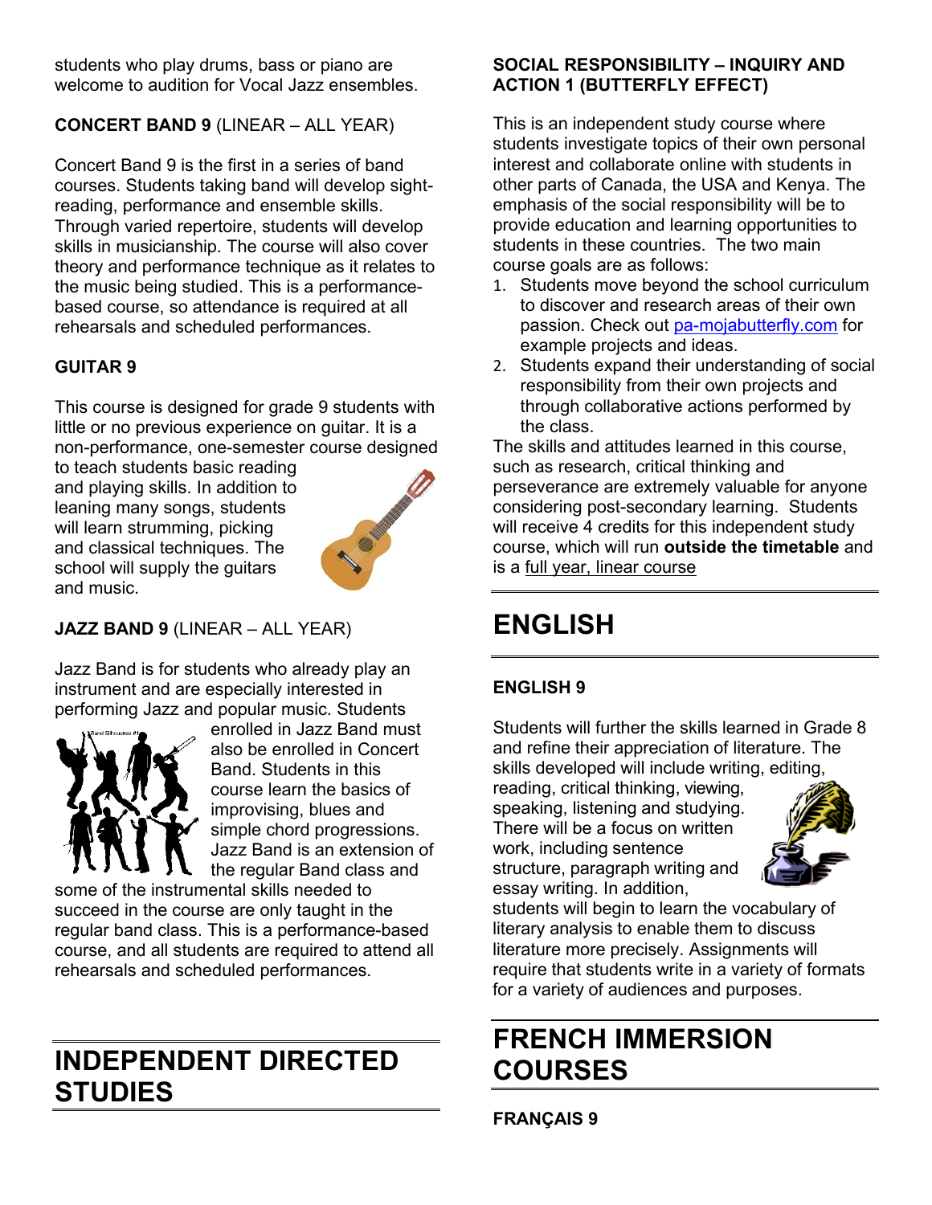students who play drums, bass or piano are welcome to audition for Vocal Jazz ensembles.

**CONCERT BAND 9** (LINEAR – ALL YEAR)

Concert Band 9 is the first in a series of band courses. Students taking band will develop sight-reading, performance and ensemble skills. Through varied repertoire, students will develop skills in musicianship. The course will also cover theory and performance technique as it relates to the music being studied. This is a performance-based course, so attendance is required at all rehearsals and scheduled performances.

**GUITAR 9**

This course is designed for grade 9 students with little or no previous experience on guitar. It is a non-performance, one-semester course designed to teach students basic reading and playing skills. In addition to leaning many songs, students will learn strumming, picking and classical techniques. The school will supply the guitars and music.

**JAZZ BAND 9** (LINEAR – ALL YEAR)

Jazz Band is for students who already play an instrument and are especially interested in performing Jazz and popular music. Students enrolled in Jazz Band must also be enrolled in Concert Band. Students in this course learn the basics of improvising, blues and simple chord progressions. Jazz Band is an extension of the regular Band class and some of the instrumental skills needed to succeed in the course are only taught in the regular band class. This is a performance-based course, and all students are required to attend all rehearsals and scheduled performances.

# INDEPENDENT DIRECTED STUDIES

**SOCIAL RESPONSIBILITY – INQUIRY AND ACTION 1 (BUTTERFLY EFFECT)**

This is an independent study course where students investigate topics of their own personal interest and collaborate online with students in other parts of Canada, the USA and Kenya. The emphasis of the social responsibility will be to provide education and learning opportunities to students in these countries. The two main course goals are as follows:

1. Students move beyond the school curriculum to discover and research areas of their own passion. Check out pa-mojabutterfly.com for example projects and ideas.
2. Students expand their understanding of social responsibility from their own projects and through collaborative actions performed by the class.

The skills and attitudes learned in this course, such as research, critical thinking and perseverance are extremely valuable for anyone considering post-secondary learning. Students will receive 4 credits for this independent study course, which will run **outside the timetable** and is a full year, linear course

# ENGLISH

**ENGLISH 9**

Students will further the skills learned in Grade 8 and refine their appreciation of literature. The skills developed will include writing, editing, reading, critical thinking, viewing, speaking, listening and studying. There will be a focus on written work, including sentence structure, paragraph writing and essay writing. In addition, students will begin to learn the vocabulary of literary analysis to enable them to discuss literature more precisely. Assignments will require that students write in a variety of formats for a variety of audiences and purposes.

# FRENCH IMMERSION COURSES

**FRANÇAIS 9**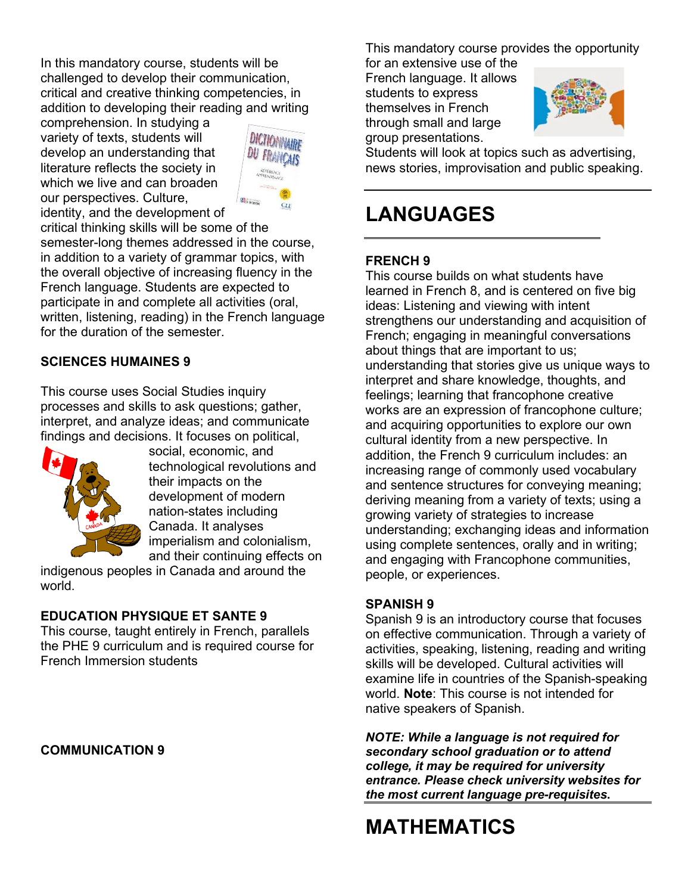In this mandatory course, students will be challenged to develop their communication, critical and creative thinking competencies, in addition to developing their reading and writing comprehension. In studying a variety of texts, students will develop an understanding that literature reflects the society in which we live and can broaden our perspectives. Culture, identity, and the development of critical thinking skills will be some of the semester-long themes addressed in the course, in addition to a variety of grammar topics, with the overall objective of increasing fluency in the French language. Students are expected to participate in and complete all activities (oral, written, listening, reading) in the French language for the duration of the semester.

**SCIENCES HUMAINES 9**

This course uses Social Studies inquiry processes and skills to ask questions; gather, interpret, and analyze ideas; and communicate findings and decisions. It focuses on political, social, economic, and technological revolutions and their impacts on the development of modern nation-states including Canada. It analyses imperialism and colonialism, and their continuing effects on indigenous peoples in Canada and around the world.

**EDUCATION PHYSIQUE ET SANTE 9**

This course, taught entirely in French, parallels the PHE 9 curriculum and is required course for French Immersion students

**COMMUNICATION 9**

This mandatory course provides the opportunity for an extensive use of the French language. It allows students to express themselves in French through small and large group presentations. Students will look at topics such as advertising, news stories, improvisation and public speaking.

# LANGUAGES

**FRENCH 9**

This course builds on what students have learned in French 8, and is centered on five big ideas: Listening and viewing with intent strengthens our understanding and acquisition of French; engaging in meaningful conversations about things that are important to us; understanding that stories give us unique ways to interpret and share knowledge, thoughts, and feelings; learning that francophone creative works are an expression of francophone culture; and acquiring opportunities to explore our own cultural identity from a new perspective. In addition, the French 9 curriculum includes: an increasing range of commonly used vocabulary and sentence structures for conveying meaning; deriving meaning from a variety of texts; using a growing variety of strategies to increase understanding; exchanging ideas and information using complete sentences, orally and in writing; and engaging with Francophone communities, people, or experiences.

**SPANISH 9**

Spanish 9 is an introductory course that focuses on effective communication. Through a variety of activities, speaking, listening, reading and writing skills will be developed. Cultural activities will examine life in countries of the Spanish-speaking world. **Note**: This course is not intended for native speakers of Spanish.

***NOTE: While a language is not required for secondary school graduation or to attend college, it may be required for university entrance. Please check university websites for the most current language pre-requisites.***

# MATHEMATICS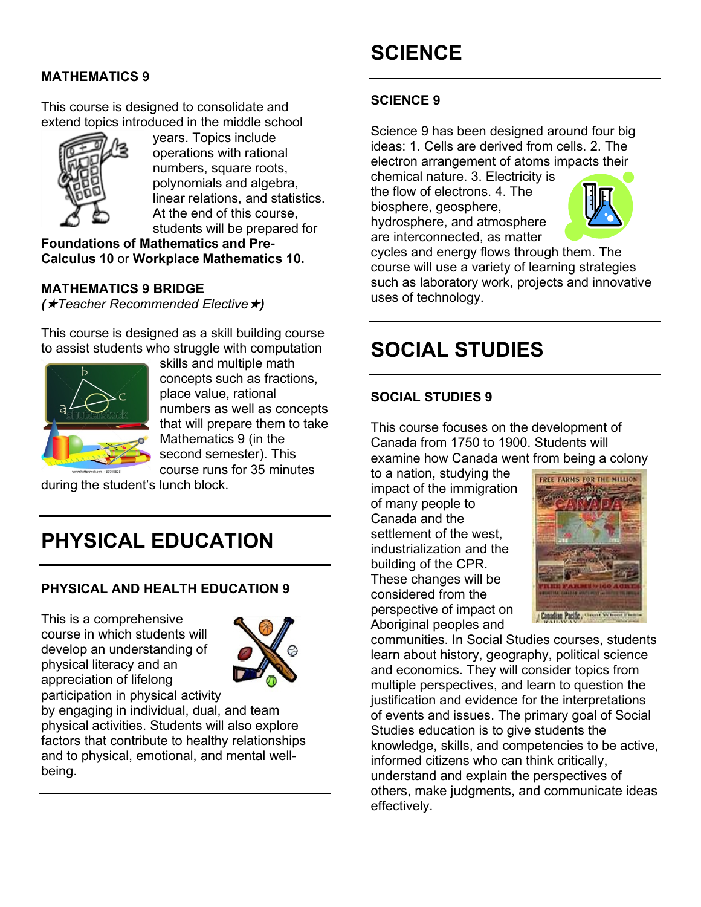### MATHEMATICS 9

This course is designed to consolidate and extend topics introduced in the middle school years. Topics include operations with rational numbers, square roots, polynomials and algebra, linear relations, and statistics. At the end of this course, students will be prepared for **Foundations of Mathematics and Pre-Calculus 10** or **Workplace Mathematics 10.**

### MATHEMATICS 9 BRIDGE

***(★Teacher Recommended Elective★)***

This course is designed as a skill building course to assist students who struggle with computation skills and multiple math concepts such as fractions, place value, rational numbers as well as concepts that will prepare them to take Mathematics 9 (in the second semester). This course runs for 35 minutes during the student's lunch block.

# PHYSICAL EDUCATION

### PHYSICAL AND HEALTH EDUCATION 9

This is a comprehensive course in which students will develop an understanding of physical literacy and an appreciation of lifelong participation in physical activity by engaging in individual, dual, and team physical activities. Students will also explore factors that contribute to healthy relationships and to physical, emotional, and mental well-being.

# SCIENCE

### SCIENCE 9

Science 9 has been designed around four big ideas: 1. Cells are derived from cells. 2. The electron arrangement of atoms impacts their chemical nature. 3. Electricity is the flow of electrons. 4. The biosphere, geosphere, hydrosphere, and atmosphere are interconnected, as matter cycles and energy flows through them. The course will use a variety of learning strategies such as laboratory work, projects and innovative uses of technology.

# SOCIAL STUDIES

### SOCIAL STUDIES 9

This course focuses on the development of Canada from 1750 to 1900. Students will examine how Canada went from being a colony to a nation, studying the impact of the immigration of many people to Canada and the settlement of the west, industrialization and the building of the CPR. These changes will be considered from the perspective of impact on Aboriginal peoples and communities. In Social Studies courses, students learn about history, geography, political science and economics. They will consider topics from multiple perspectives, and learn to question the justification and evidence for the interpretations of events and issues. The primary goal of Social Studies education is to give students the knowledge, skills, and competencies to be active, informed citizens who can think critically, understand and explain the perspectives of others, make judgments, and communicate ideas effectively.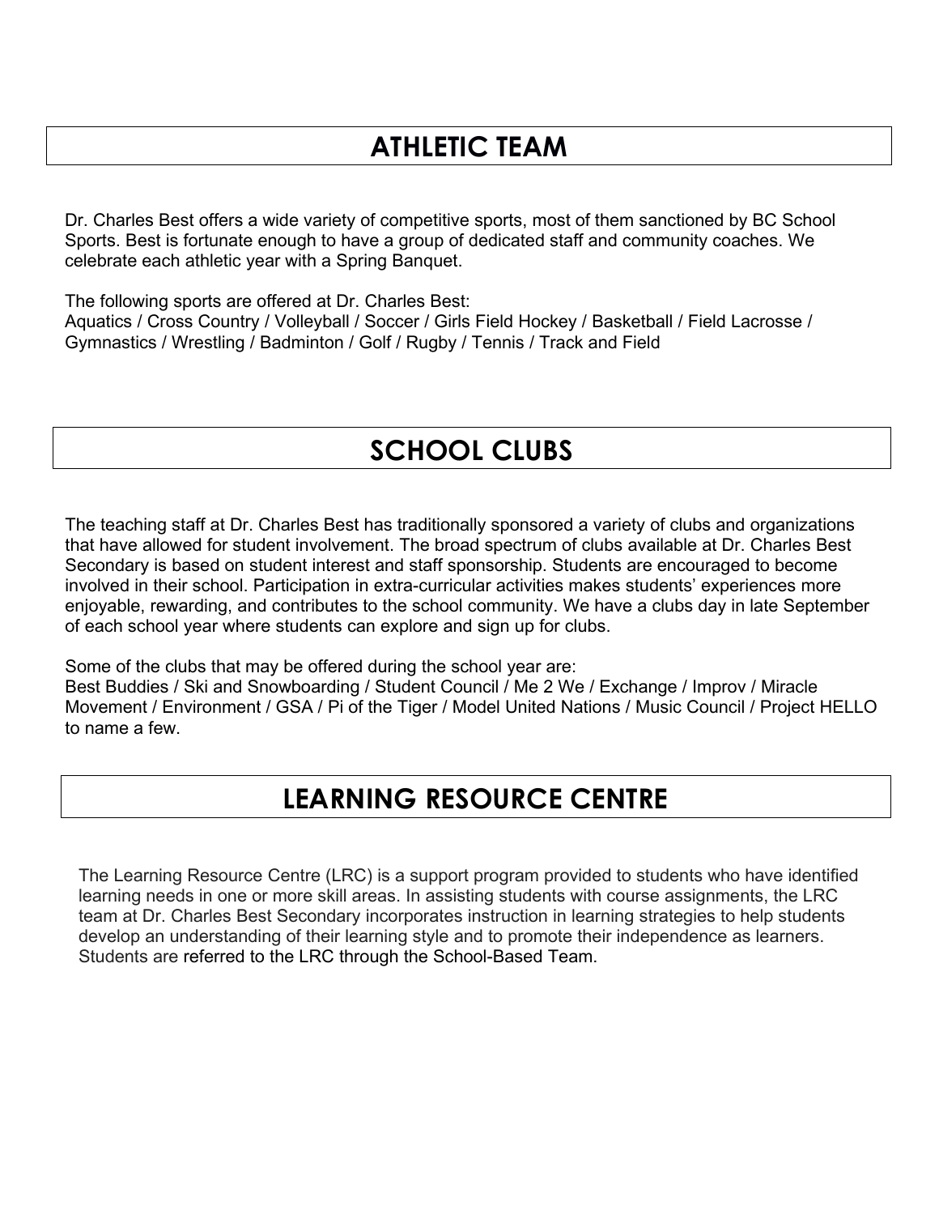## ATHLETIC TEAM

Dr. Charles Best offers a wide variety of competitive sports, most of them sanctioned by BC School Sports. Best is fortunate enough to have a group of dedicated staff and community coaches. We celebrate each athletic year with a Spring Banquet.

The following sports are offered at Dr. Charles Best:
Aquatics / Cross Country / Volleyball / Soccer / Girls Field Hockey / Basketball / Field Lacrosse / Gymnastics / Wrestling / Badminton / Golf / Rugby / Tennis / Track and Field

## SCHOOL CLUBS

The teaching staff at Dr. Charles Best has traditionally sponsored a variety of clubs and organizations that have allowed for student involvement. The broad spectrum of clubs available at Dr. Charles Best Secondary is based on student interest and staff sponsorship. Students are encouraged to become involved in their school. Participation in extra-curricular activities makes students' experiences more enjoyable, rewarding, and contributes to the school community. We have a clubs day in late September of each school year where students can explore and sign up for clubs.

Some of the clubs that may be offered during the school year are:
Best Buddies / Ski and Snowboarding / Student Council / Me 2 We / Exchange / Improv / Miracle Movement / Environment / GSA / Pi of the Tiger / Model United Nations / Music Council / Project HELLO to name a few.

## LEARNING RESOURCE CENTRE

The Learning Resource Centre (LRC) is a support program provided to students who have identified learning needs in one or more skill areas. In assisting students with course assignments, the LRC team at Dr. Charles Best Secondary incorporates instruction in learning strategies to help students develop an understanding of their learning style and to promote their independence as learners. Students are referred to the LRC through the School-Based Team.